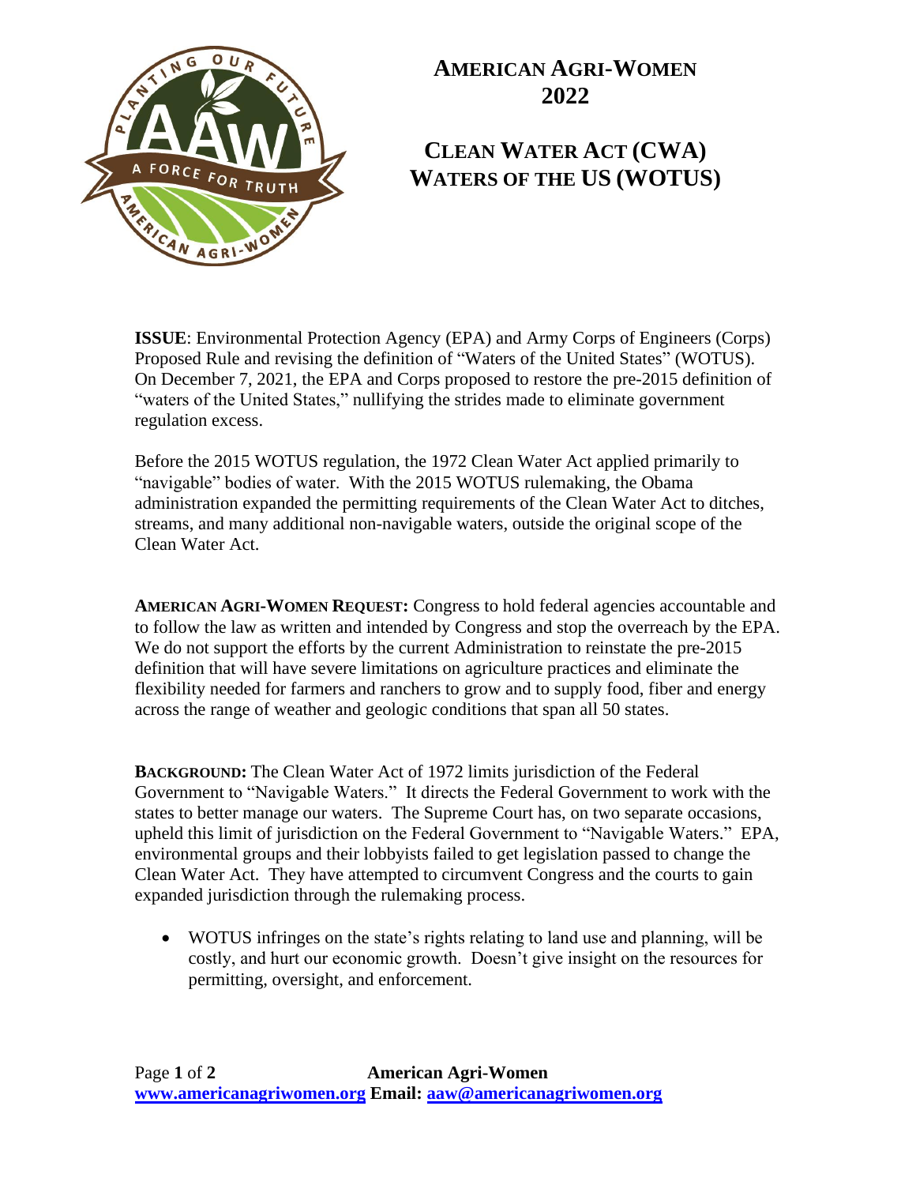# AMERICAN AGRI-WOMEN 2022

## CLEAN WATER ACT (CWA) WATERS OF THE US (WOTUS)

**ISSUE**: Environmental Protection Agency (EPA) and Army Corps of Engineers (Corps) Proposed Rule and revising the definition of "Waters of the United States" (WOTUS). On December 7, 2021, the EPA and Corps proposed to restore the pre-2015 definition of "waters of the United States," nullifying the strides made to eliminate government regulation excess.

Before the 2015 WOTUS regulation, the 1972 Clean Water Act applied primarily to "navigable" bodies of water. With the 2015 WOTUS rulemaking, the Obama administration expanded the permitting requirements of the Clean Water Act to ditches, streams, and many additional non-navigable waters, outside the original scope of the Clean Water Act.

**AMERICAN AGRI-WOMEN REQUEST:** Congress to hold federal agencies accountable and to follow the law as written and intended by Congress and stop the overreach by the EPA. We do not support the efforts by the current Administration to reinstate the pre-2015 definition that will have severe limitations on agriculture practices and eliminate the flexibility needed for farmers and ranchers to grow and to supply food, fiber and energy across the range of weather and geologic conditions that span all 50 states.

**BACKGROUND:** The Clean Water Act of 1972 limits jurisdiction of the Federal Government to "Navigable Waters." It directs the Federal Government to work with the states to better manage our waters. The Supreme Court has, on two separate occasions, upheld this limit of jurisdiction on the Federal Government to "Navigable Waters." EPA, environmental groups and their lobbyists failed to get legislation passed to change the Clean Water Act. They have attempted to circumvent Congress and the courts to gain expanded jurisdiction through the rulemaking process.

- WOTUS infringes on the state's rights relating to land use and planning, will be costly, and hurt our economic growth. Doesn't give insight on the resources for permitting, oversight, and enforcement.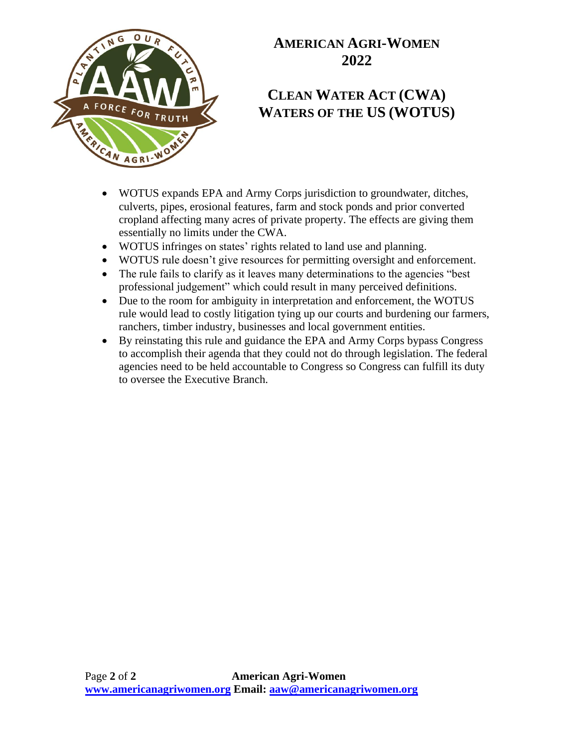# AMERICAN AGRI-WOMEN 2022

## CLEAN WATER ACT (CWA) WATERS OF THE US (WOTUS)

- WOTUS expands EPA and Army Corps jurisdiction to groundwater, ditches, culverts, pipes, erosional features, farm and stock ponds and prior converted cropland affecting many acres of private property. The effects are giving them essentially no limits under the CWA.
- WOTUS infringes on states' rights related to land use and planning.
- WOTUS rule doesn't give resources for permitting oversight and enforcement.
- The rule fails to clarify as it leaves many determinations to the agencies "best professional judgement" which could result in many perceived definitions.
- Due to the room for ambiguity in interpretation and enforcement, the WOTUS rule would lead to costly litigation tying up our courts and burdening our farmers, ranchers, timber industry, businesses and local government entities.
- By reinstating this rule and guidance the EPA and Army Corps bypass Congress to accomplish their agenda that they could not do through legislation. The federal agencies need to be held accountable to Congress so Congress can fulfill its duty to oversee the Executive Branch.